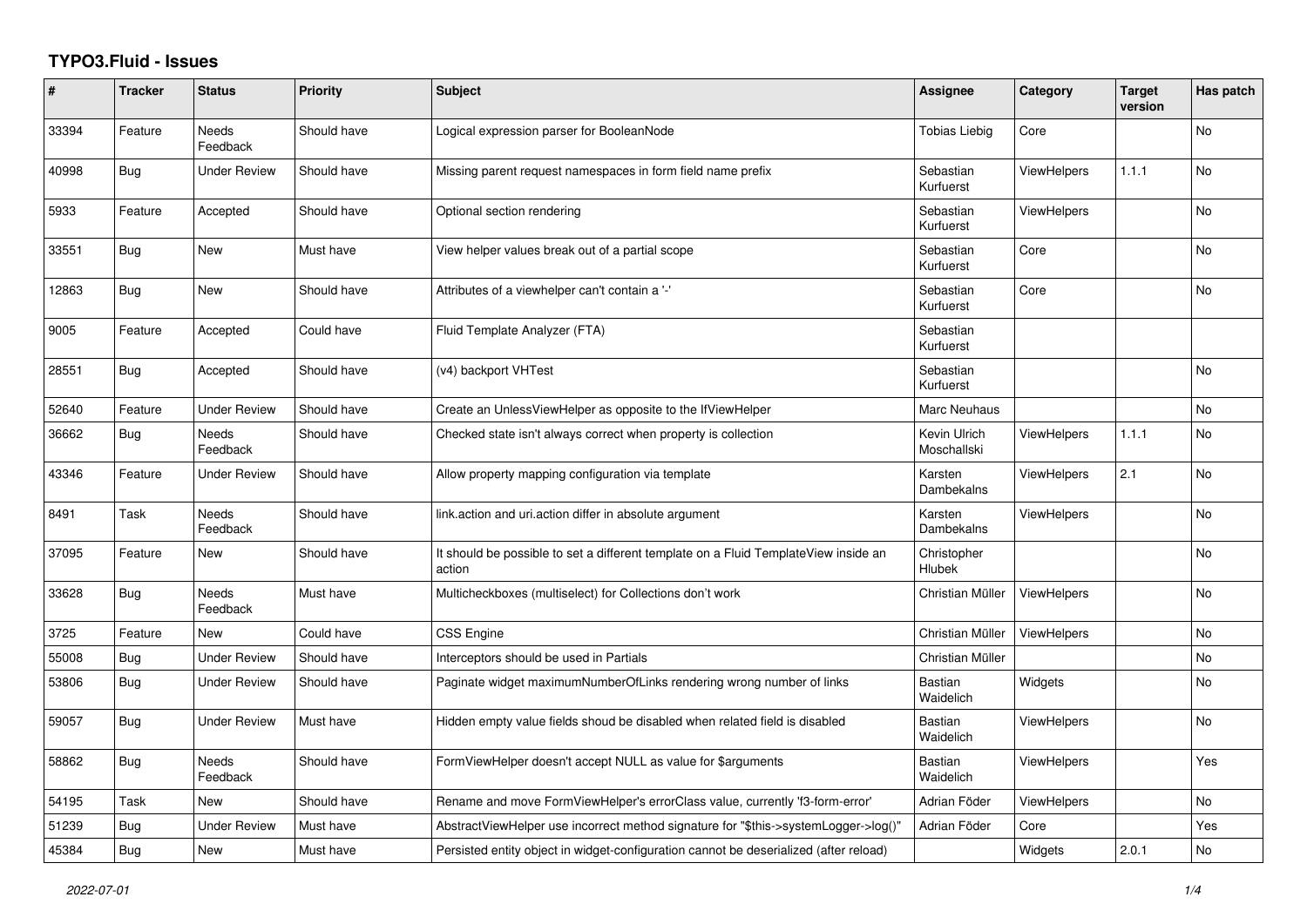# TYPO3.Fluid - Issues

| # | Tracker | Status | Priority | Subject | Assignee | Category | Target version | Has patch |
|---|---|---|---|---|---|---|---|---|
| 33394 | Feature | Needs Feedback | Should have | Logical expression parser for BooleanNode | Tobias Liebig | Core | | No |
| 40998 | Bug | Under Review | Should have | Missing parent request namespaces in form field name prefix | Sebastian Kurfuerst | ViewHelpers | 1.1.1 | No |
| 5933 | Feature | Accepted | Should have | Optional section rendering | Sebastian Kurfuerst | ViewHelpers | | No |
| 33551 | Bug | New | Must have | View helper values break out of a partial scope | Sebastian Kurfuerst | Core | | No |
| 12863 | Bug | New | Should have | Attributes of a viewhelper can't contain a '-' | Sebastian Kurfuerst | Core | | No |
| 9005 | Feature | Accepted | Could have | Fluid Template Analyzer (FTA) | Sebastian Kurfuerst | | | |
| 28551 | Bug | Accepted | Should have | (v4) backport VHTest | Sebastian Kurfuerst | | | No |
| 52640 | Feature | Under Review | Should have | Create an UnlessViewHelper as opposite to the IfViewHelper | Marc Neuhaus | | | No |
| 36662 | Bug | Needs Feedback | Should have | Checked state isn't always correct when property is collection | Kevin Ulrich Moschallski | ViewHelpers | 1.1.1 | No |
| 43346 | Feature | Under Review | Should have | Allow property mapping configuration via template | Karsten Dambekalns | ViewHelpers | 2.1 | No |
| 8491 | Task | Needs Feedback | Should have | link.action and uri.action differ in absolute argument | Karsten Dambekalns | ViewHelpers | | No |
| 37095 | Feature | New | Should have | It should be possible to set a different template on a Fluid TemplateView inside an action | Christopher Hlubek | | | No |
| 33628 | Bug | Needs Feedback | Must have | Multicheckboxes (multiselect) for Collections don't work | Christian Müller | ViewHelpers | | No |
| 3725 | Feature | New | Could have | CSS Engine | Christian Müller | ViewHelpers | | No |
| 55008 | Bug | Under Review | Should have | Interceptors should be used in Partials | Christian Müller | | | No |
| 53806 | Bug | Under Review | Should have | Paginate widget maximumNumberOfLinks rendering wrong number of links | Bastian Waidelich | Widgets | | No |
| 59057 | Bug | Under Review | Must have | Hidden empty value fields shoud be disabled when related field is disabled | Bastian Waidelich | ViewHelpers | | No |
| 58862 | Bug | Needs Feedback | Should have | FormViewHelper doesn't accept NULL as value for $arguments | Bastian Waidelich | ViewHelpers | | Yes |
| 54195 | Task | New | Should have | Rename and move FormViewHelper's errorClass value, currently 'f3-form-error' | Adrian Föder | ViewHelpers | | No |
| 51239 | Bug | Under Review | Must have | AbstractViewHelper use incorrect method signature for "$this->systemLogger->log()" | Adrian Föder | Core | | Yes |
| 45384 | Bug | New | Must have | Persisted entity object in widget-configuration cannot be deserialized (after reload) | | Widgets | 2.0.1 | No |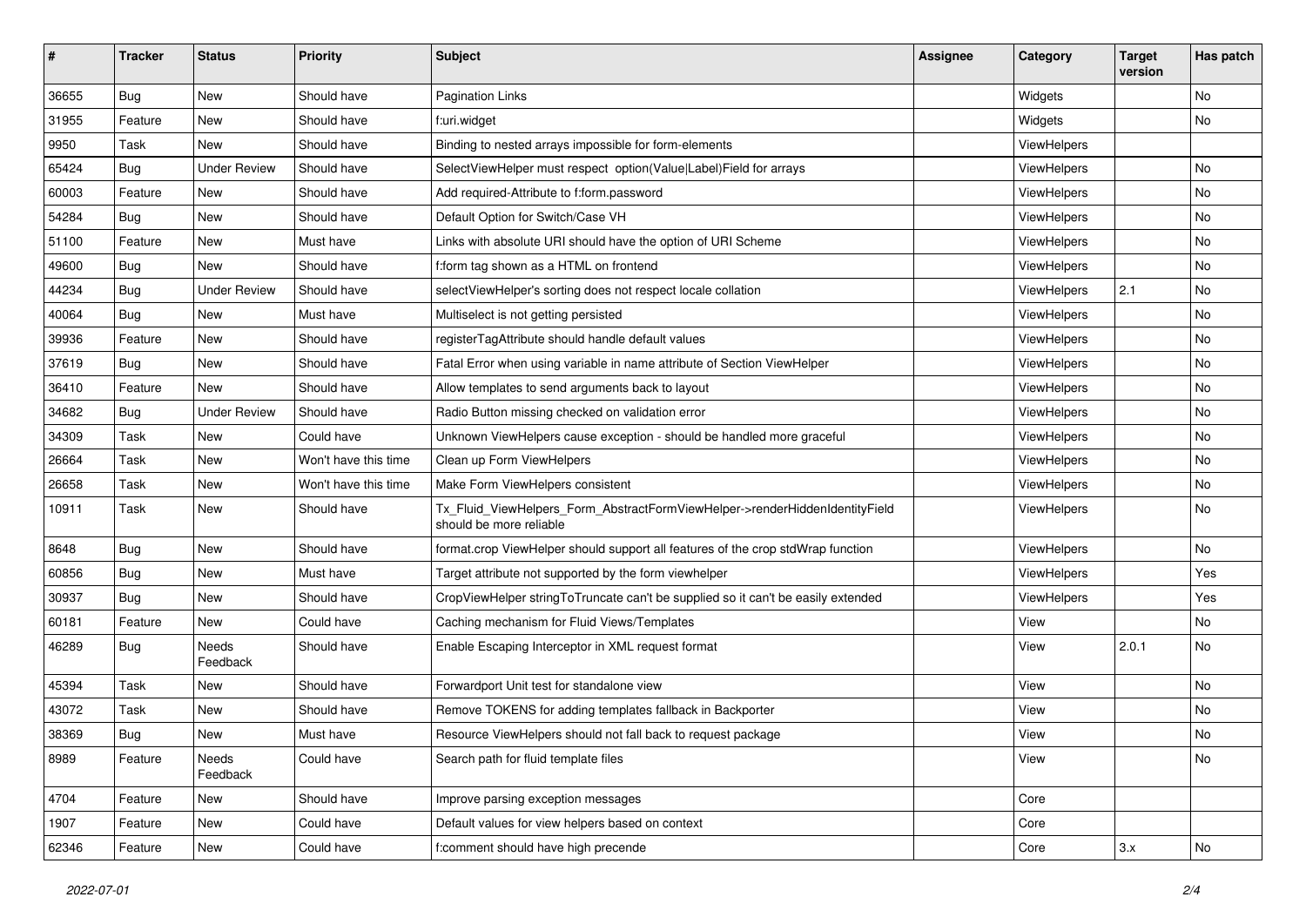| # | Tracker | Status | Priority | Subject | Assignee | Category | Target version | Has patch |
|---|---|---|---|---|---|---|---|---|
| 36655 | Bug | New | Should have | Pagination Links | | Widgets | | No |
| 31955 | Feature | New | Should have | f:uri.widget | | Widgets | | No |
| 9950 | Task | New | Should have | Binding to nested arrays impossible for form-elements | | ViewHelpers | | |
| 65424 | Bug | Under Review | Should have | SelectViewHelper must respect option(Value\|Label)Field for arrays | | ViewHelpers | | No |
| 60003 | Feature | New | Should have | Add required-Attribute to f:form.password | | ViewHelpers | | No |
| 54284 | Bug | New | Should have | Default Option for Switch/Case VH | | ViewHelpers | | No |
| 51100 | Feature | New | Must have | Links with absolute URI should have the option of URI Scheme | | ViewHelpers | | No |
| 49600 | Bug | New | Should have | f:form tag shown as a HTML on frontend | | ViewHelpers | | No |
| 44234 | Bug | Under Review | Should have | selectViewHelper's sorting does not respect locale collation | | ViewHelpers | 2.1 | No |
| 40064 | Bug | New | Must have | Multiselect is not getting persisted | | ViewHelpers | | No |
| 39936 | Feature | New | Should have | registerTagAttribute should handle default values | | ViewHelpers | | No |
| 37619 | Bug | New | Should have | Fatal Error when using variable in name attribute of Section ViewHelper | | ViewHelpers | | No |
| 36410 | Feature | New | Should have | Allow templates to send arguments back to layout | | ViewHelpers | | No |
| 34682 | Bug | Under Review | Should have | Radio Button missing checked on validation error | | ViewHelpers | | No |
| 34309 | Task | New | Could have | Unknown ViewHelpers cause exception - should be handled more graceful | | ViewHelpers | | No |
| 26664 | Task | New | Won't have this time | Clean up Form ViewHelpers | | ViewHelpers | | No |
| 26658 | Task | New | Won't have this time | Make Form ViewHelpers consistent | | ViewHelpers | | No |
| 10911 | Task | New | Should have | Tx_Fluid_ViewHelpers_Form_AbstractFormViewHelper->renderHiddenIdentityField should be more reliable | | ViewHelpers | | No |
| 8648 | Bug | New | Should have | format.crop ViewHelper should support all features of the crop stdWrap function | | ViewHelpers | | No |
| 60856 | Bug | New | Must have | Target attribute not supported by the form viewhelper | | ViewHelpers | | Yes |
| 30937 | Bug | New | Should have | CropViewHelper stringToTruncate can't be supplied so it can't be easily extended | | ViewHelpers | | Yes |
| 60181 | Feature | New | Could have | Caching mechanism for Fluid Views/Templates | | View | | No |
| 46289 | Bug | Needs Feedback | Should have | Enable Escaping Interceptor in XML request format | | View | 2.0.1 | No |
| 45394 | Task | New | Should have | Forwardport Unit test for standalone view | | View | | No |
| 43072 | Task | New | Should have | Remove TOKENS for adding templates fallback in Backporter | | View | | No |
| 38369 | Bug | New | Must have | Resource ViewHelpers should not fall back to request package | | View | | No |
| 8989 | Feature | Needs Feedback | Could have | Search path for fluid template files | | View | | No |
| 4704 | Feature | New | Should have | Improve parsing exception messages | | Core | | |
| 1907 | Feature | New | Could have | Default values for view helpers based on context | | Core | | |
| 62346 | Feature | New | Could have | f:comment should have high precende | | Core | 3.x | No |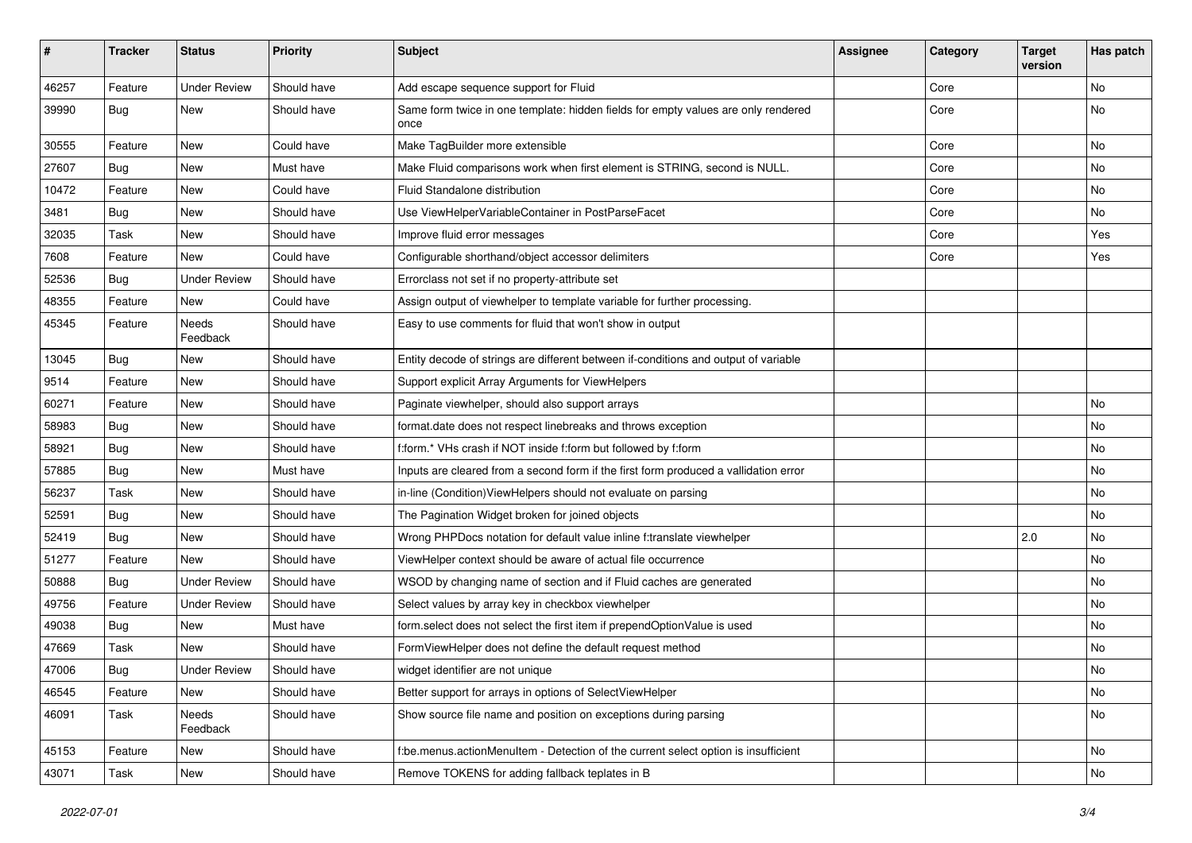| # | Tracker | Status | Priority | Subject | Assignee | Category | Target version | Has patch |
|---|---|---|---|---|---|---|---|---|
| 46257 | Feature | Under Review | Should have | Add escape sequence support for Fluid | | Core | | No |
| 39990 | Bug | New | Should have | Same form twice in one template: hidden fields for empty values are only rendered once | | Core | | No |
| 30555 | Feature | New | Could have | Make TagBuilder more extensible | | Core | | No |
| 27607 | Bug | New | Must have | Make Fluid comparisons work when first element is STRING, second is NULL. | | Core | | No |
| 10472 | Feature | New | Could have | Fluid Standalone distribution | | Core | | No |
| 3481 | Bug | New | Should have | Use ViewHelperVariableContainer in PostParseFacet | | Core | | No |
| 32035 | Task | New | Should have | Improve fluid error messages | | Core | | Yes |
| 7608 | Feature | New | Could have | Configurable shorthand/object accessor delimiters | | Core | | Yes |
| 52536 | Bug | Under Review | Should have | Errorclass not set if no property-attribute set | | | | |
| 48355 | Feature | New | Could have | Assign output of viewhelper to template variable for further processing. | | | | |
| 45345 | Feature | Needs Feedback | Should have | Easy to use comments for fluid that won't show in output | | | | |
| 13045 | Bug | New | Should have | Entity decode of strings are different between if-conditions and output of variable | | | | |
| 9514 | Feature | New | Should have | Support explicit Array Arguments for ViewHelpers | | | | |
| 60271 | Feature | New | Should have | Paginate viewhelper, should also support arrays | | | | No |
| 58983 | Bug | New | Should have | format.date does not respect linebreaks and throws exception | | | | No |
| 58921 | Bug | New | Should have | f:form.* VHs crash if NOT inside f:form but followed by f:form | | | | No |
| 57885 | Bug | New | Must have | Inputs are cleared from a second form if the first form produced a vallidation error | | | | No |
| 56237 | Task | New | Should have | in-line (Condition)ViewHelpers should not evaluate on parsing | | | | No |
| 52591 | Bug | New | Should have | The Pagination Widget broken for joined objects | | | | No |
| 52419 | Bug | New | Should have | Wrong PHPDocs notation for default value inline f:translate viewhelper | | | 2.0 | No |
| 51277 | Feature | New | Should have | ViewHelper context should be aware of actual file occurrence | | | | No |
| 50888 | Bug | Under Review | Should have | WSOD by changing name of section and if Fluid caches are generated | | | | No |
| 49756 | Feature | Under Review | Should have | Select values by array key in checkbox viewhelper | | | | No |
| 49038 | Bug | New | Must have | form.select does not select the first item if prependOptionValue is used | | | | No |
| 47669 | Task | New | Should have | FormViewHelper does not define the default request method | | | | No |
| 47006 | Bug | Under Review | Should have | widget identifier are not unique | | | | No |
| 46545 | Feature | New | Should have | Better support for arrays in options of SelectViewHelper | | | | No |
| 46091 | Task | Needs Feedback | Should have | Show source file name and position on exceptions during parsing | | | | No |
| 45153 | Feature | New | Should have | f:be.menus.actionMenuItem - Detection of the current select option is insufficient | | | | No |
| 43071 | Task | New | Should have | Remove TOKENS for adding fallback teplates in B | | | | No |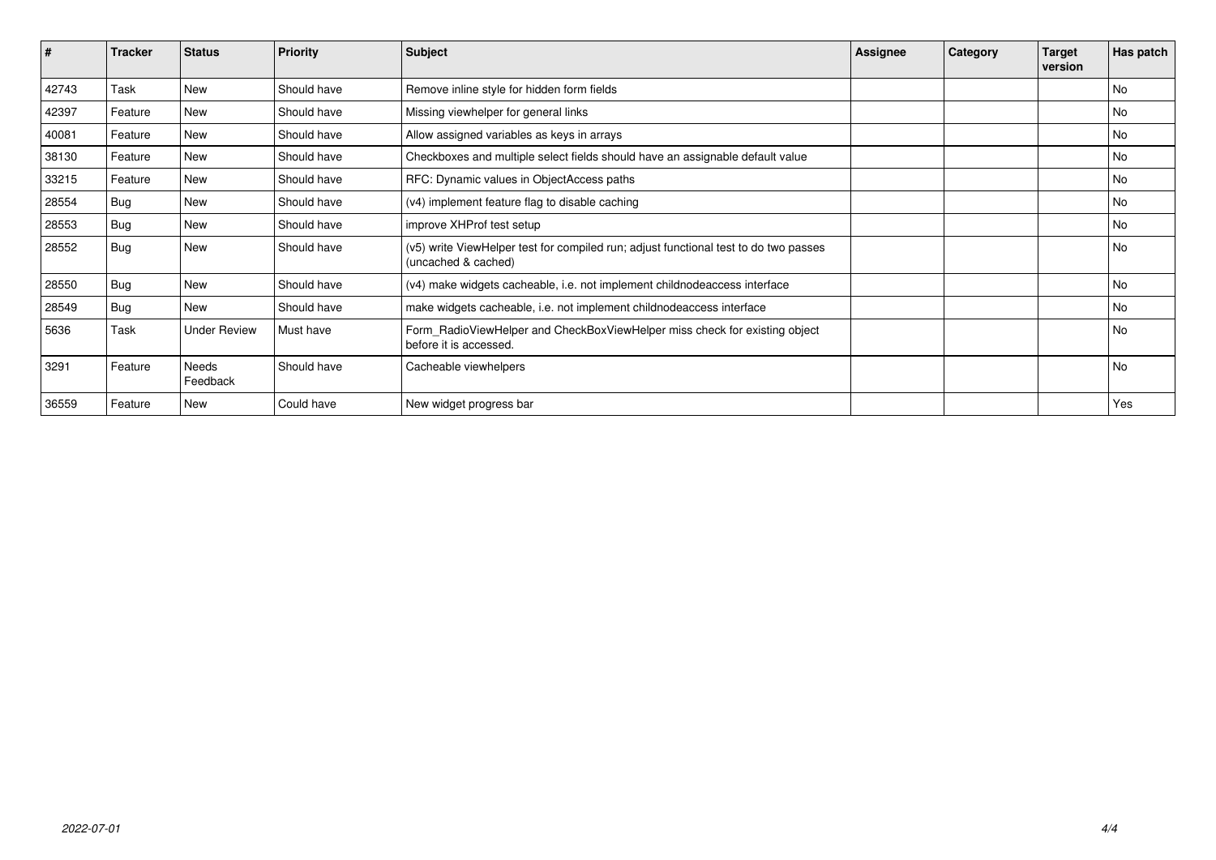| # | Tracker | Status | Priority | Subject | Assignee | Category | Target version | Has patch |
|---|---|---|---|---|---|---|---|---|
| 42743 | Task | New | Should have | Remove inline style for hidden form fields | | | | No |
| 42397 | Feature | New | Should have | Missing viewhelper for general links | | | | No |
| 40081 | Feature | New | Should have | Allow assigned variables as keys in arrays | | | | No |
| 38130 | Feature | New | Should have | Checkboxes and multiple select fields should have an assignable default value | | | | No |
| 33215 | Feature | New | Should have | RFC: Dynamic values in ObjectAccess paths | | | | No |
| 28554 | Bug | New | Should have | (v4) implement feature flag to disable caching | | | | No |
| 28553 | Bug | New | Should have | improve XHProf test setup | | | | No |
| 28552 | Bug | New | Should have | (v5) write ViewHelper test for compiled run; adjust functional test to do two passes (uncached & cached) | | | | No |
| 28550 | Bug | New | Should have | (v4) make widgets cacheable, i.e. not implement childnodeaccess interface | | | | No |
| 28549 | Bug | New | Should have | make widgets cacheable, i.e. not implement childnodeaccess interface | | | | No |
| 5636 | Task | Under Review | Must have | Form_RadioViewHelper and CheckBoxViewHelper miss check for existing object before it is accessed. | | | | No |
| 3291 | Feature | Needs Feedback | Should have | Cacheable viewhelpers | | | | No |
| 36559 | Feature | New | Could have | New widget progress bar | | | | Yes |

*2022-07-01*